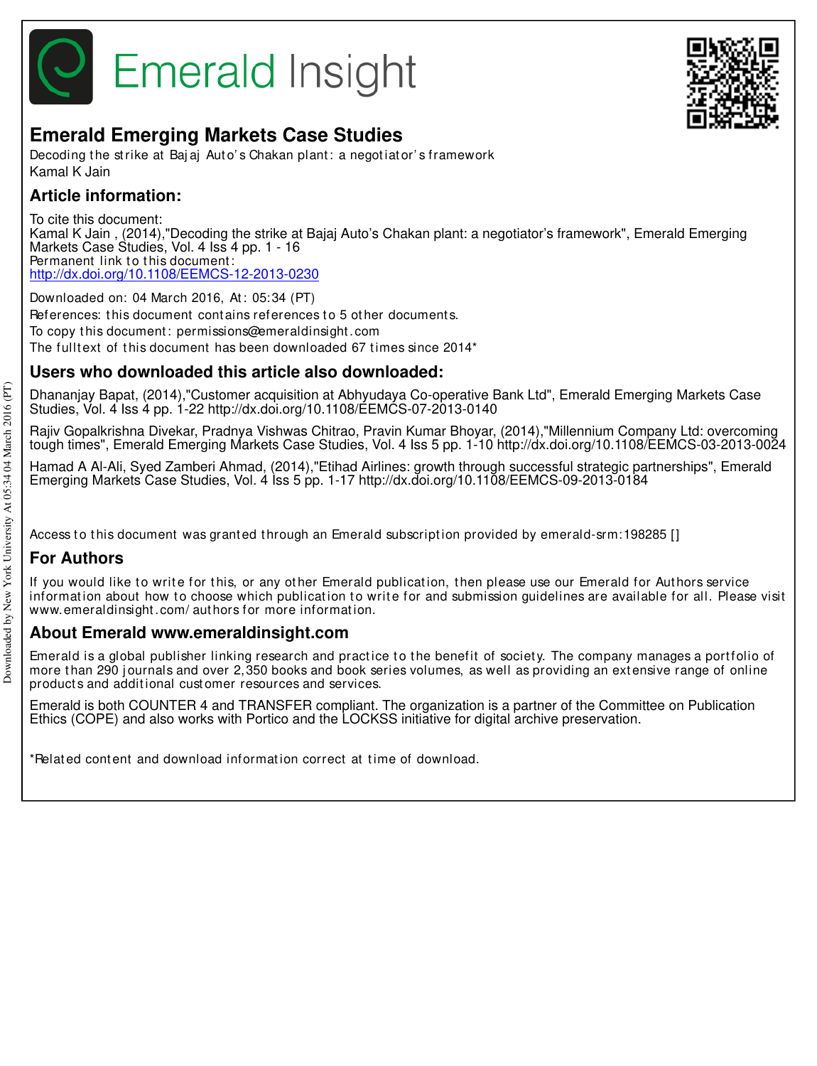# Emerald Insight

## Emerald Emerging Markets Case Studies

Decoding the strike at Bajaj Auto's Chakan plant: a negotiator's framework
Kamal K Jain

## Article information:

To cite this document:
Kamal K Jain , (2014),"Decoding the strike at Bajaj Auto's Chakan plant: a negotiator's framework", Emerald Emerging Markets Case Studies, Vol. 4 Iss 4 pp. 1 - 16
Permanent link to this document:
http://dx.doi.org/10.1108/EEMCS-12-2013-0230

Downloaded on: 04 March 2016, At: 05:34 (PT)
References: this document contains references to 5 other documents.
To copy this document: permissions@emeraldinsight.com
The fulltext of this document has been downloaded 67 times since 2014*

## Users who downloaded this article also downloaded:

Dhananjay Bapat, (2014),"Customer acquisition at Abhyudaya Co-operative Bank Ltd", Emerald Emerging Markets Case Studies, Vol. 4 Iss 4 pp. 1-22 http://dx.doi.org/10.1108/EEMCS-07-2013-0140

Rajiv Gopalkrishna Divekar, Pradnya Vishwas Chitrao, Pravin Kumar Bhoyar, (2014),"Millennium Company Ltd: overcoming tough times", Emerald Emerging Markets Case Studies, Vol. 4 Iss 5 pp. 1-10 http://dx.doi.org/10.1108/EEMCS-03-2013-0024

Hamad A Al-Ali, Syed Zamberi Ahmad, (2014),"Etihad Airlines: growth through successful strategic partnerships", Emerald Emerging Markets Case Studies, Vol. 4 Iss 5 pp. 1-17 http://dx.doi.org/10.1108/EEMCS-09-2013-0184

Access to this document was granted through an Emerald subscription provided by emerald-srm:198285 []

## For Authors

If you would like to write for this, or any other Emerald publication, then please use our Emerald for Authors service information about how to choose which publication to write for and submission guidelines are available for all. Please visit www.emeraldinsight.com/authors for more information.

## About Emerald www.emeraldinsight.com

Emerald is a global publisher linking research and practice to the benefit of society. The company manages a portfolio of more than 290 journals and over 2,350 books and book series volumes, as well as providing an extensive range of online products and additional customer resources and services.

Emerald is both COUNTER 4 and TRANSFER compliant. The organization is a partner of the Committee on Publication Ethics (COPE) and also works with Portico and the LOCKSS initiative for digital archive preservation.

*Related content and download information correct at time of download.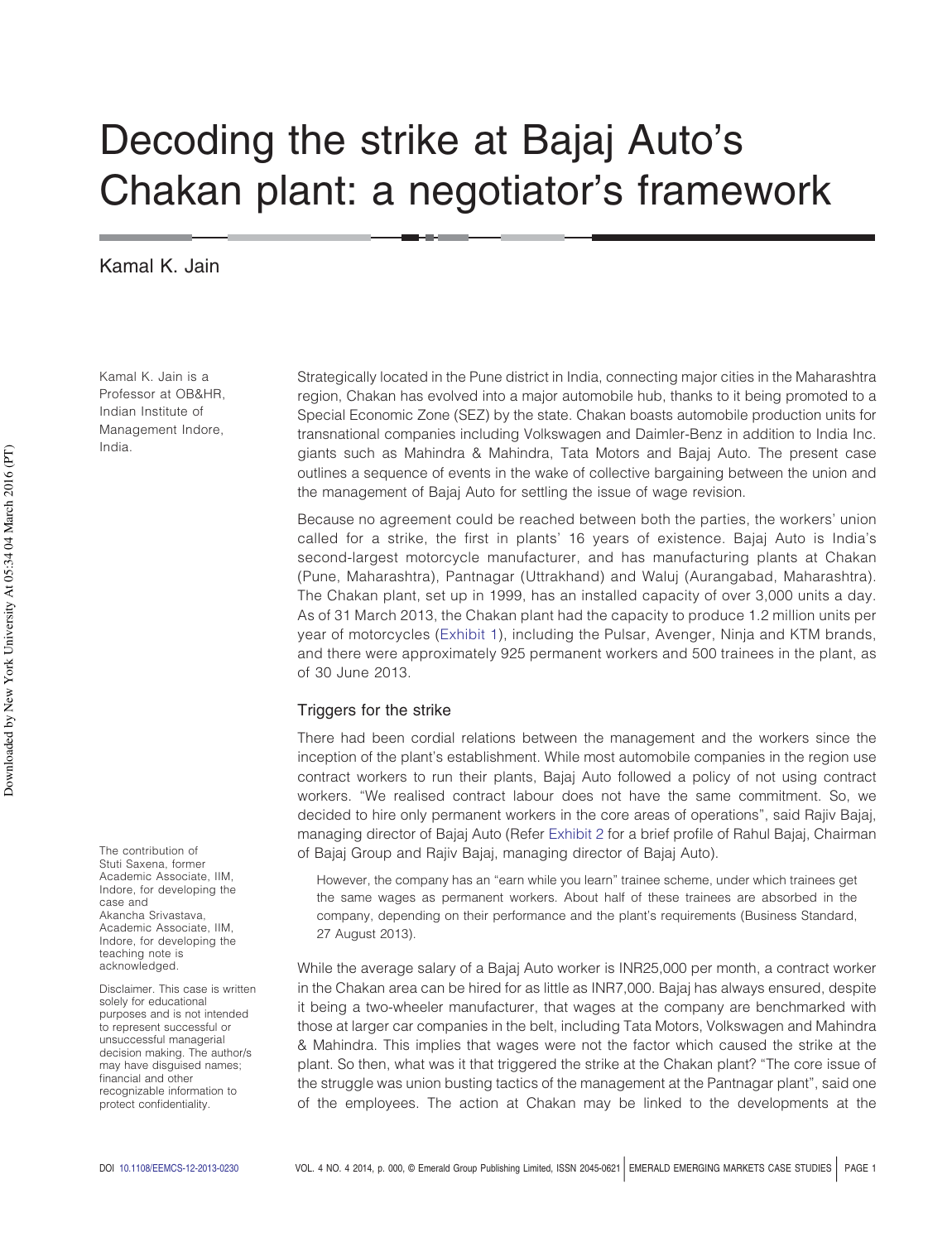# Decoding the strike at Bajaj Auto's Chakan plant: a negotiator's framework

Kamal K. Jain

Kamal K. Jain is a Professor at OB&HR, Indian Institute of Management Indore, India.

Strategically located in the Pune district in India, connecting major cities in the Maharashtra region, Chakan has evolved into a major automobile hub, thanks to it being promoted to a Special Economic Zone (SEZ) by the state. Chakan boasts automobile production units for transnational companies including Volkswagen and Daimler-Benz in addition to India Inc. giants such as Mahindra & Mahindra, Tata Motors and Bajaj Auto. The present case outlines a sequence of events in the wake of collective bargaining between the union and the management of Bajaj Auto for settling the issue of wage revision.

Because no agreement could be reached between both the parties, the workers' union called for a strike, the first in plants' 16 years of existence. Bajaj Auto is India's second-largest motorcycle manufacturer, and has manufacturing plants at Chakan (Pune, Maharashtra), Pantnagar (Uttrakhand) and Waluj (Aurangabad, Maharashtra). The Chakan plant, set up in 1999, has an installed capacity of over 3,000 units a day. As of 31 March 2013, the Chakan plant had the capacity to produce 1.2 million units per year of motorcycles (Exhibit 1), including the Pulsar, Avenger, Ninja and KTM brands, and there were approximately 925 permanent workers and 500 trainees in the plant, as of 30 June 2013.

## Triggers for the strike

There had been cordial relations between the management and the workers since the inception of the plant's establishment. While most automobile companies in the region use contract workers to run their plants, Bajaj Auto followed a policy of not using contract workers. "We realised contract labour does not have the same commitment. So, we decided to hire only permanent workers in the core areas of operations", said Rajiv Bajaj, managing director of Bajaj Auto (Refer Exhibit 2 for a brief profile of Rahul Bajaj, Chairman of Bajaj Group and Rajiv Bajaj, managing director of Bajaj Auto).

> However, the company has an "earn while you learn" trainee scheme, under which trainees get the same wages as permanent workers. About half of these trainees are absorbed in the company, depending on their performance and the plant's requirements (Business Standard, 27 August 2013).

While the average salary of a Bajaj Auto worker is INR25,000 per month, a contract worker in the Chakan area can be hired for as little as INR7,000. Bajaj has always ensured, despite it being a two-wheeler manufacturer, that wages at the company are benchmarked with those at larger car companies in the belt, including Tata Motors, Volkswagen and Mahindra & Mahindra. This implies that wages were not the factor which caused the strike at the plant. So then, what was it that triggered the strike at the Chakan plant? "The core issue of the struggle was union busting tactics of the management at the Pantnagar plant", said one of the employees. The action at Chakan may be linked to the developments at the

The contribution of Stuti Saxena, former Academic Associate, IIM, Indore, for developing the case and Akancha Srivastava, Academic Associate, IIM, Indore, for developing the teaching note is acknowledged.

Disclaimer. This case is written solely for educational purposes and is not intended to represent successful or unsuccessful managerial decision making. The author/s may have disguised names; financial and other recognizable information to protect confidentiality.

DOI 10.1108/EEMCS-12-2013-0230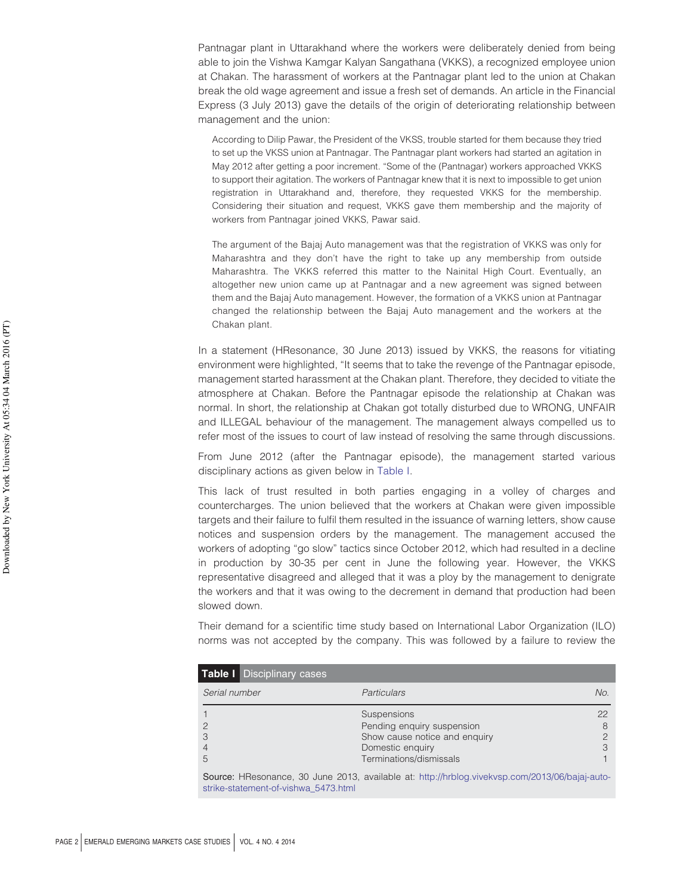Pantnagar plant in Uttarakhand where the workers were deliberately denied from being able to join the Vishwa Kamgar Kalyan Sangathana (VKKS), a recognized employee union at Chakan. The harassment of workers at the Pantnagar plant led to the union at Chakan break the old wage agreement and issue a fresh set of demands. An article in the Financial Express (3 July 2013) gave the details of the origin of deteriorating relationship between management and the union:

> According to Dilip Pawar, the President of the VKSS, trouble started for them because they tried to set up the VKSS union at Pantnagar. The Pantnagar plant workers had started an agitation in May 2012 after getting a poor increment. "Some of the (Pantnagar) workers approached VKKS to support their agitation. The workers of Pantnagar knew that it is next to impossible to get union registration in Uttarakhand and, therefore, they requested VKKS for the membership. Considering their situation and request, VKKS gave them membership and the majority of workers from Pantnagar joined VKKS, Pawar said.
>
> The argument of the Bajaj Auto management was that the registration of VKKS was only for Maharashtra and they don't have the right to take up any membership from outside Maharashtra. The VKKS referred this matter to the Nainital High Court. Eventually, an altogether new union came up at Pantnagar and a new agreement was signed between them and the Bajaj Auto management. However, the formation of a VKKS union at Pantnagar changed the relationship between the Bajaj Auto management and the workers at the Chakan plant.

In a statement (HResonance, 30 June 2013) issued by VKKS, the reasons for vitiating environment were highlighted, "It seems that to take the revenge of the Pantnagar episode, management started harassment at the Chakan plant. Therefore, they decided to vitiate the atmosphere at Chakan. Before the Pantnagar episode the relationship at Chakan was normal. In short, the relationship at Chakan got totally disturbed due to WRONG, UNFAIR and ILLEGAL behaviour of the management. The management always compelled us to refer most of the issues to court of law instead of resolving the same through discussions.

From June 2012 (after the Pantnagar episode), the management started various disciplinary actions as given below in Table I.

This lack of trust resulted in both parties engaging in a volley of charges and countercharges. The union believed that the workers at Chakan were given impossible targets and their failure to fulfil them resulted in the issuance of warning letters, show cause notices and suspension orders by the management. The management accused the workers of adopting "go slow" tactics since October 2012, which had resulted in a decline in production by 30-35 per cent in June the following year. However, the VKKS representative disagreed and alleged that it was a ploy by the management to denigrate the workers and that it was owing to the decrement in demand that production had been slowed down.

Their demand for a scientific time study based on International Labor Organization (ILO) norms was not accepted by the company. This was followed by a failure to review the

**Table I** Disciplinary cases

| *Serial number* | *Particulars* | *No.* |
|---|---|---|
| 1 | Suspensions | 22 |
| 2 | Pending enquiry suspension | 8 |
| 3 | Show cause notice and enquiry | 2 |
| 4 | Domestic enquiry | 3 |
| 5 | Terminations/dismissals | 1 |

**Source:** HResonance, 30 June 2013, available at: http://hrblog.vivekvsp.com/2013/06/bajaj-auto-strike-statement-of-vishwa_5473.html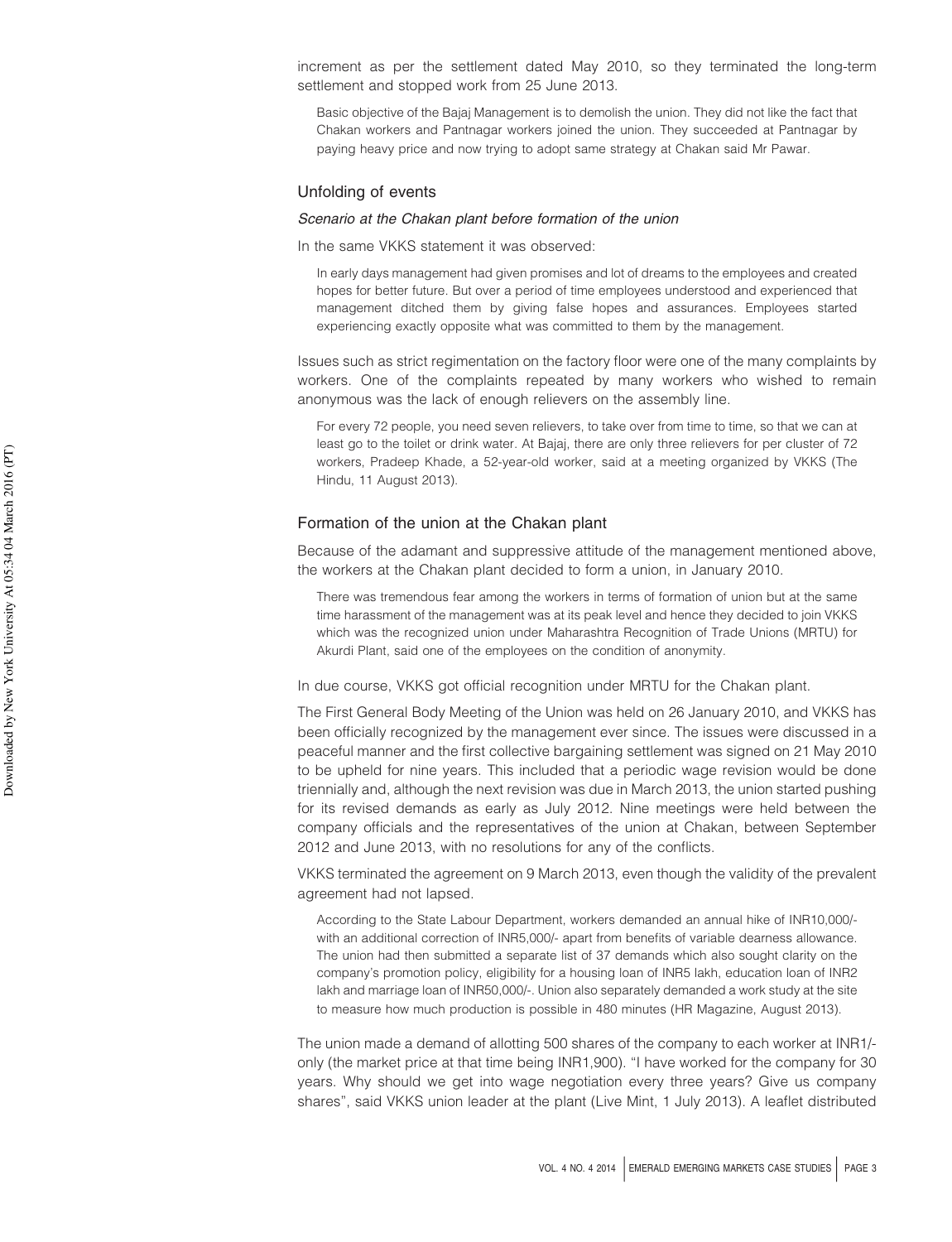increment as per the settlement dated May 2010, so they terminated the long-term settlement and stopped work from 25 June 2013.

> Basic objective of the Bajaj Management is to demolish the union. They did not like the fact that Chakan workers and Pantnagar workers joined the union. They succeeded at Pantnagar by paying heavy price and now trying to adopt same strategy at Chakan said Mr Pawar.

## Unfolding of events

### *Scenario at the Chakan plant before formation of the union*

In the same VKKS statement it was observed:

> In early days management had given promises and lot of dreams to the employees and created hopes for better future. But over a period of time employees understood and experienced that management ditched them by giving false hopes and assurances. Employees started experiencing exactly opposite what was committed to them by the management.

Issues such as strict regimentation on the factory floor were one of the many complaints by workers. One of the complaints repeated by many workers who wished to remain anonymous was the lack of enough relievers on the assembly line.

> For every 72 people, you need seven relievers, to take over from time to time, so that we can at least go to the toilet or drink water. At Bajaj, there are only three relievers for per cluster of 72 workers, Pradeep Khade, a 52-year-old worker, said at a meeting organized by VKKS (The Hindu, 11 August 2013).

## Formation of the union at the Chakan plant

Because of the adamant and suppressive attitude of the management mentioned above, the workers at the Chakan plant decided to form a union, in January 2010.

> There was tremendous fear among the workers in terms of formation of union but at the same time harassment of the management was at its peak level and hence they decided to join VKKS which was the recognized union under Maharashtra Recognition of Trade Unions (MRTU) for Akurdi Plant, said one of the employees on the condition of anonymity.

In due course, VKKS got official recognition under MRTU for the Chakan plant.

The First General Body Meeting of the Union was held on 26 January 2010, and VKKS has been officially recognized by the management ever since. The issues were discussed in a peaceful manner and the first collective bargaining settlement was signed on 21 May 2010 to be upheld for nine years. This included that a periodic wage revision would be done triennially and, although the next revision was due in March 2013, the union started pushing for its revised demands as early as July 2012. Nine meetings were held between the company officials and the representatives of the union at Chakan, between September 2012 and June 2013, with no resolutions for any of the conflicts.

VKKS terminated the agreement on 9 March 2013, even though the validity of the prevalent agreement had not lapsed.

> According to the State Labour Department, workers demanded an annual hike of INR10,000/- with an additional correction of INR5,000/- apart from benefits of variable dearness allowance. The union had then submitted a separate list of 37 demands which also sought clarity on the company's promotion policy, eligibility for a housing loan of INR5 lakh, education loan of INR2 lakh and marriage loan of INR50,000/-. Union also separately demanded a work study at the site to measure how much production is possible in 480 minutes (HR Magazine, August 2013).

The union made a demand of allotting 500 shares of the company to each worker at INR1/- only (the market price at that time being INR1,900). "I have worked for the company for 30 years. Why should we get into wage negotiation every three years? Give us company shares", said VKKS union leader at the plant (Live Mint, 1 July 2013). A leaflet distributed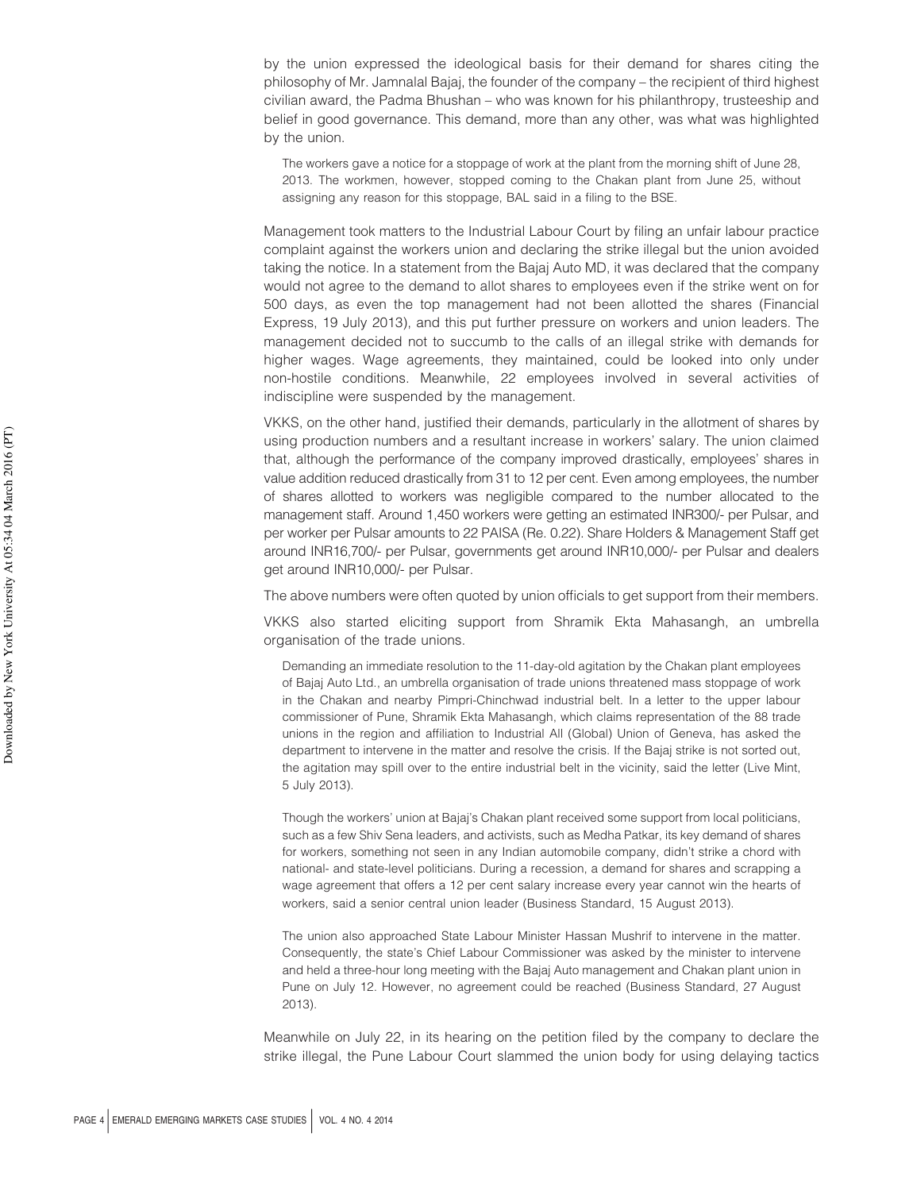by the union expressed the ideological basis for their demand for shares citing the philosophy of Mr. Jamnalal Bajaj, the founder of the company – the recipient of third highest civilian award, the Padma Bhushan – who was known for his philanthropy, trusteeship and belief in good governance. This demand, more than any other, was what was highlighted by the union.

> The workers gave a notice for a stoppage of work at the plant from the morning shift of June 28, 2013. The workmen, however, stopped coming to the Chakan plant from June 25, without assigning any reason for this stoppage, BAL said in a filing to the BSE.

Management took matters to the Industrial Labour Court by filing an unfair labour practice complaint against the workers union and declaring the strike illegal but the union avoided taking the notice. In a statement from the Bajaj Auto MD, it was declared that the company would not agree to the demand to allot shares to employees even if the strike went on for 500 days, as even the top management had not been allotted the shares (Financial Express, 19 July 2013), and this put further pressure on workers and union leaders. The management decided not to succumb to the calls of an illegal strike with demands for higher wages. Wage agreements, they maintained, could be looked into only under non-hostile conditions. Meanwhile, 22 employees involved in several activities of indiscipline were suspended by the management.

VKKS, on the other hand, justified their demands, particularly in the allotment of shares by using production numbers and a resultant increase in workers' salary. The union claimed that, although the performance of the company improved drastically, employees' shares in value addition reduced drastically from 31 to 12 per cent. Even among employees, the number of shares allotted to workers was negligible compared to the number allocated to the management staff. Around 1,450 workers were getting an estimated INR300/- per Pulsar, and per worker per Pulsar amounts to 22 PAISA (Re. 0.22). Share Holders & Management Staff get around INR16,700/- per Pulsar, governments get around INR10,000/- per Pulsar and dealers get around INR10,000/- per Pulsar.

The above numbers were often quoted by union officials to get support from their members.

VKKS also started eliciting support from Shramik Ekta Mahasangh, an umbrella organisation of the trade unions.

> Demanding an immediate resolution to the 11-day-old agitation by the Chakan plant employees of Bajaj Auto Ltd., an umbrella organisation of trade unions threatened mass stoppage of work in the Chakan and nearby Pimpri-Chinchwad industrial belt. In a letter to the upper labour commissioner of Pune, Shramik Ekta Mahasangh, which claims representation of the 88 trade unions in the region and affiliation to Industrial All (Global) Union of Geneva, has asked the department to intervene in the matter and resolve the crisis. If the Bajaj strike is not sorted out, the agitation may spill over to the entire industrial belt in the vicinity, said the letter (Live Mint, 5 July 2013).

> Though the workers' union at Bajaj's Chakan plant received some support from local politicians, such as a few Shiv Sena leaders, and activists, such as Medha Patkar, its key demand of shares for workers, something not seen in any Indian automobile company, didn't strike a chord with national- and state-level politicians. During a recession, a demand for shares and scrapping a wage agreement that offers a 12 per cent salary increase every year cannot win the hearts of workers, said a senior central union leader (Business Standard, 15 August 2013).

> The union also approached State Labour Minister Hassan Mushrif to intervene in the matter. Consequently, the state's Chief Labour Commissioner was asked by the minister to intervene and held a three-hour long meeting with the Bajaj Auto management and Chakan plant union in Pune on July 12. However, no agreement could be reached (Business Standard, 27 August 2013).

Meanwhile on July 22, in its hearing on the petition filed by the company to declare the strike illegal, the Pune Labour Court slammed the union body for using delaying tactics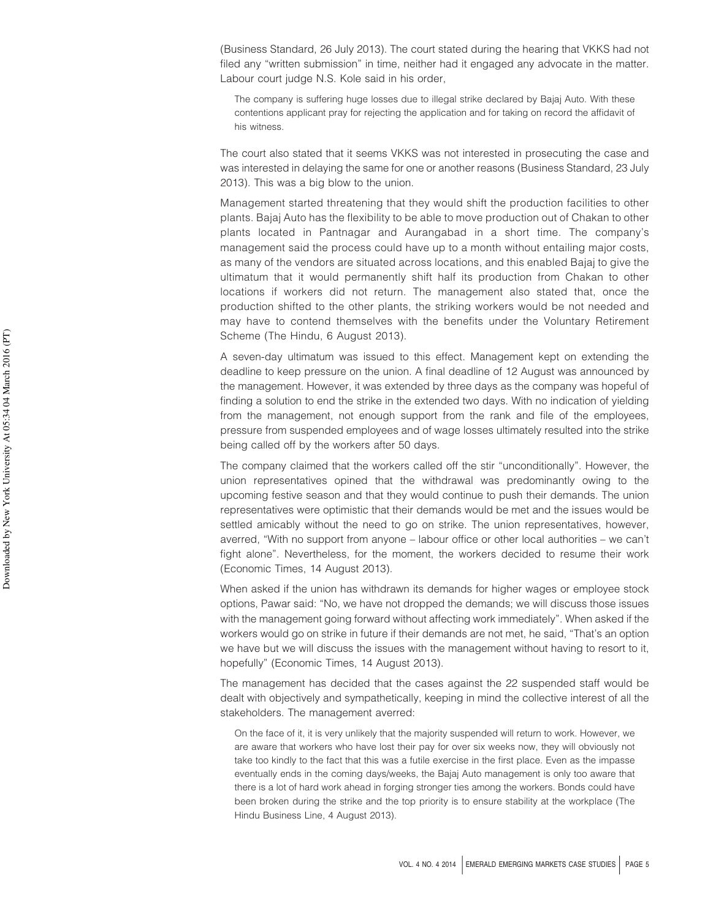(Business Standard, 26 July 2013). The court stated during the hearing that VKKS had not filed any "written submission" in time, neither had it engaged any advocate in the matter. Labour court judge N.S. Kole said in his order,

> The company is suffering huge losses due to illegal strike declared by Bajaj Auto. With these contentions applicant pray for rejecting the application and for taking on record the affidavit of his witness.

The court also stated that it seems VKKS was not interested in prosecuting the case and was interested in delaying the same for one or another reasons (Business Standard, 23 July 2013). This was a big blow to the union.

Management started threatening that they would shift the production facilities to other plants. Bajaj Auto has the flexibility to be able to move production out of Chakan to other plants located in Pantnagar and Aurangabad in a short time. The company's management said the process could have up to a month without entailing major costs, as many of the vendors are situated across locations, and this enabled Bajaj to give the ultimatum that it would permanently shift half its production from Chakan to other locations if workers did not return. The management also stated that, once the production shifted to the other plants, the striking workers would be not needed and may have to contend themselves with the benefits under the Voluntary Retirement Scheme (The Hindu, 6 August 2013).

A seven-day ultimatum was issued to this effect. Management kept on extending the deadline to keep pressure on the union. A final deadline of 12 August was announced by the management. However, it was extended by three days as the company was hopeful of finding a solution to end the strike in the extended two days. With no indication of yielding from the management, not enough support from the rank and file of the employees, pressure from suspended employees and of wage losses ultimately resulted into the strike being called off by the workers after 50 days.

The company claimed that the workers called off the stir "unconditionally". However, the union representatives opined that the withdrawal was predominantly owing to the upcoming festive season and that they would continue to push their demands. The union representatives were optimistic that their demands would be met and the issues would be settled amicably without the need to go on strike. The union representatives, however, averred, "With no support from anyone – labour office or other local authorities – we can't fight alone". Nevertheless, for the moment, the workers decided to resume their work (Economic Times, 14 August 2013).

When asked if the union has withdrawn its demands for higher wages or employee stock options, Pawar said: "No, we have not dropped the demands; we will discuss those issues with the management going forward without affecting work immediately". When asked if the workers would go on strike in future if their demands are not met, he said, "That's an option we have but we will discuss the issues with the management without having to resort to it, hopefully" (Economic Times, 14 August 2013).

The management has decided that the cases against the 22 suspended staff would be dealt with objectively and sympathetically, keeping in mind the collective interest of all the stakeholders. The management averred:

> On the face of it, it is very unlikely that the majority suspended will return to work. However, we are aware that workers who have lost their pay for over six weeks now, they will obviously not take too kindly to the fact that this was a futile exercise in the first place. Even as the impasse eventually ends in the coming days/weeks, the Bajaj Auto management is only too aware that there is a lot of hard work ahead in forging stronger ties among the workers. Bonds could have been broken during the strike and the top priority is to ensure stability at the workplace (The Hindu Business Line, 4 August 2013).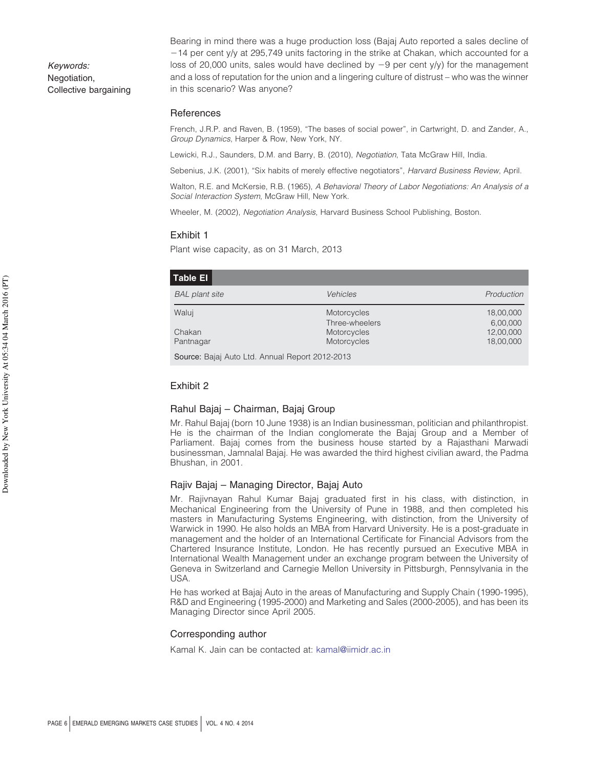*Keywords:*
Negotiation,
Collective bargaining

Bearing in mind there was a huge production loss (Bajaj Auto reported a sales decline of −14 per cent y/y at 295,749 units factoring in the strike at Chakan, which accounted for a loss of 20,000 units, sales would have declined by −9 per cent y/y) for the management and a loss of reputation for the union and a lingering culture of distrust – who was the winner in this scenario? Was anyone?

## References

French, J.R.P. and Raven, B. (1959), "The bases of social power", in Cartwright, D. and Zander, A., *Group Dynamics*, Harper & Row, New York, NY.

Lewicki, R.J., Saunders, D.M. and Barry, B. (2010), *Negotiation*, Tata McGraw Hill, India.

Sebenius, J.K. (2001), "Six habits of merely effective negotiators", *Harvard Business Review*, April.

Walton, R.E. and McKersie, R.B. (1965), *A Behavioral Theory of Labor Negotiations: An Analysis of a Social Interaction System*, McGraw Hill, New York.

Wheeler, M. (2002), *Negotiation Analysis*, Harvard Business School Publishing, Boston.

## Exhibit 1

Plant wise capacity, as on 31 March, 2013

**Table EI**

| *BAL plant site* | *Vehicles* | *Production* |
|---|---|---|
| Waluj | Motorcycles | 18,00,000 |
| | Three-wheelers | 6,00,000 |
| Chakan | Motorcycles | 12,00,000 |
| Pantnagar | Motorcycles | 18,00,000 |

**Source:** Bajaj Auto Ltd. Annual Report 2012-2013

## Exhibit 2

### Rahul Bajaj – Chairman, Bajaj Group

Mr. Rahul Bajaj (born 10 June 1938) is an Indian businessman, politician and philanthropist. He is the chairman of the Indian conglomerate the Bajaj Group and a Member of Parliament. Bajaj comes from the business house started by a Rajasthani Marwadi businessman, Jamnalal Bajaj. He was awarded the third highest civilian award, the Padma Bhushan, in 2001.

### Rajiv Bajaj – Managing Director, Bajaj Auto

Mr. Rajivnayan Rahul Kumar Bajaj graduated first in his class, with distinction, in Mechanical Engineering from the University of Pune in 1988, and then completed his masters in Manufacturing Systems Engineering, with distinction, from the University of Warwick in 1990. He also holds an MBA from Harvard University. He is a post-graduate in management and the holder of an International Certificate for Financial Advisors from the Chartered Insurance Institute, London. He has recently pursued an Executive MBA in International Wealth Management under an exchange program between the University of Geneva in Switzerland and Carnegie Mellon University in Pittsburgh, Pennsylvania in the USA.

He has worked at Bajaj Auto in the areas of Manufacturing and Supply Chain (1990-1995), R&D and Engineering (1995-2000) and Marketing and Sales (2000-2005), and has been its Managing Director since April 2005.

## Corresponding author

Kamal K. Jain can be contacted at: kamal@iimidr.ac.in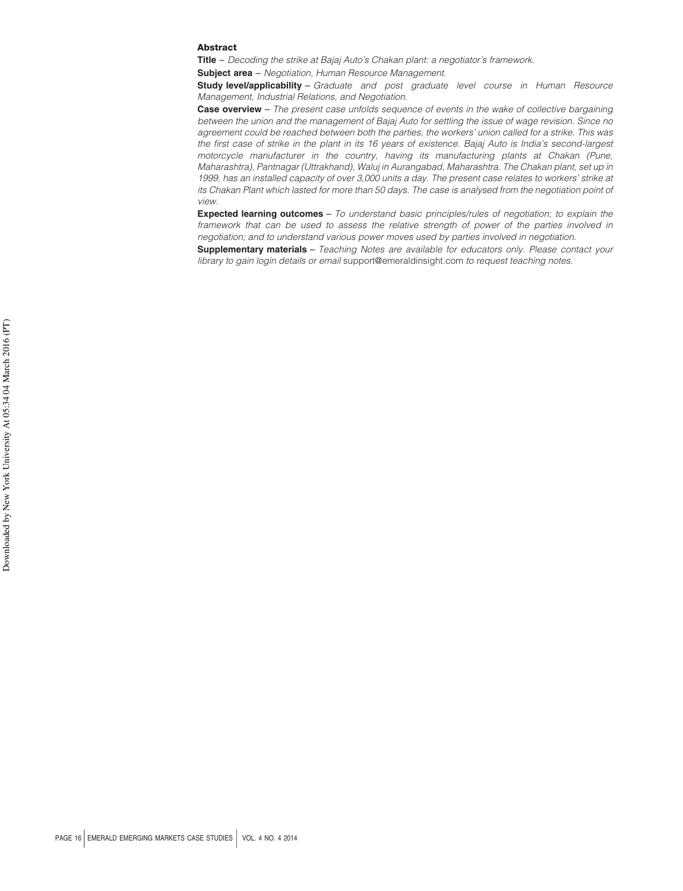## Abstract

**Title** – *Decoding the strike at Bajaj Auto's Chakan plant: a negotiator's framework.*

**Subject area** – *Negotiation, Human Resource Management.*

**Study level/applicability** – *Graduate and post graduate level course in Human Resource Management, Industrial Relations, and Negotiation.*

**Case overview** – *The present case unfolds sequence of events in the wake of collective bargaining between the union and the management of Bajaj Auto for settling the issue of wage revision. Since no agreement could be reached between both the parties, the workers' union called for a strike. This was the first case of strike in the plant in its 16 years of existence. Bajaj Auto is India's second-largest motorcycle manufacturer in the country, having its manufacturing plants at Chakan (Pune, Maharashtra), Pantnagar (Uttrakhand), Waluj in Aurangabad, Maharashtra. The Chakan plant, set up in 1999, has an installed capacity of over 3,000 units a day. The present case relates to workers' strike at its Chakan Plant which lasted for more than 50 days. The case is analysed from the negotiation point of view.*

**Expected learning outcomes** – *To understand basic principles/rules of negotiation; to explain the framework that can be used to assess the relative strength of power of the parties involved in negotiation; and to understand various power moves used by parties involved in negotiation.*

**Supplementary materials** – *Teaching Notes are available for educators only. Please contact your library to gain login details or email* support@emeraldinsight.com *to request teaching notes.*